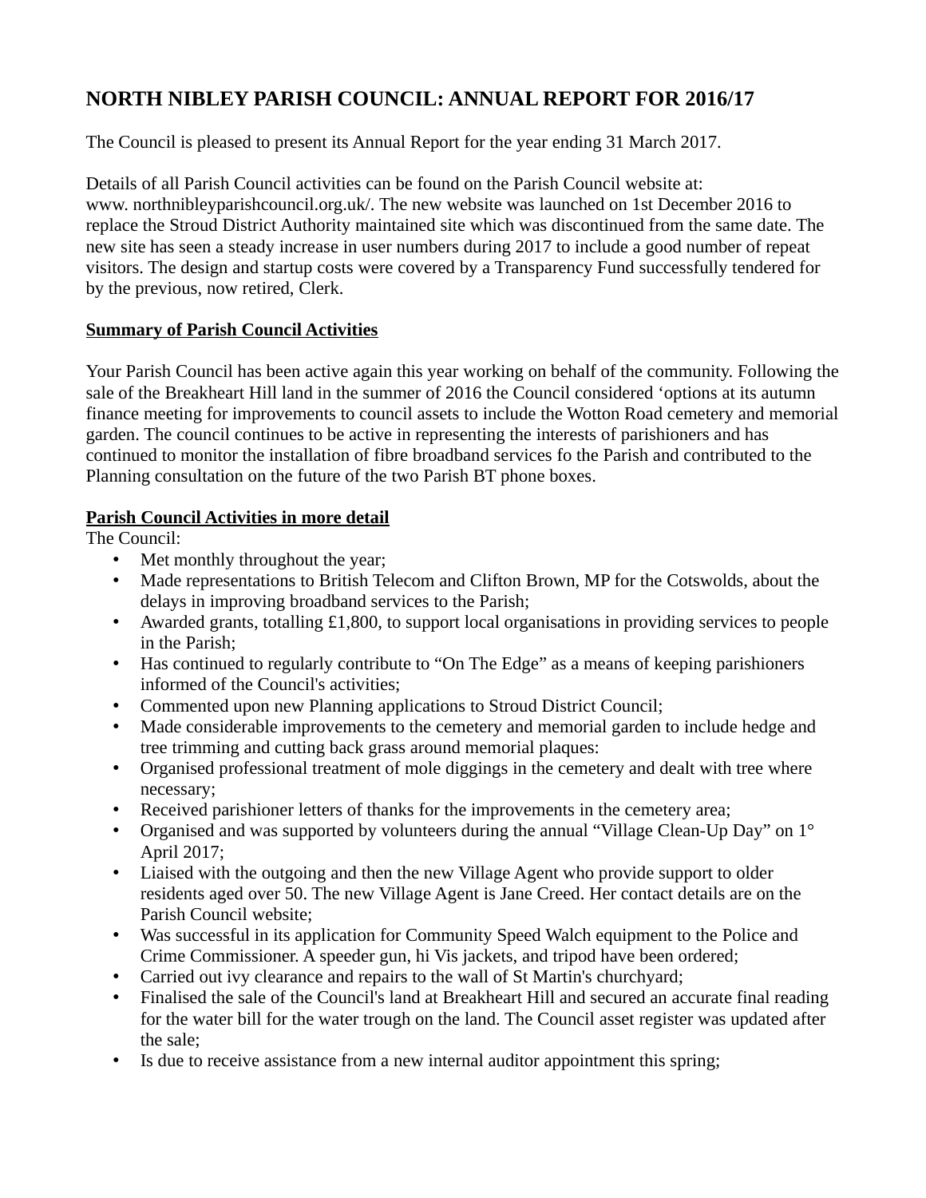# NORTH NIBLEY PARISH COUNCIL: ANNUAL REPORT FOR 2016/17

The Council is pleased to present its Annual Report for the year ending 31 March 2017.

Details of all Parish Council activities can be found on the Parish Council website at: www. northnibleyparishcouncil.org.uk/. The new website was launched on 1st December 2016 to replace the Stroud District Authority maintained site which was discontinued from the same date. The new site has seen a steady increase in user numbers during 2017 to include a good number of repeat visitors. The design and startup costs were covered by a Transparency Fund successfully tendered for by the previous, now retired, Clerk.

**Summary of Parish Council Activities**

Your Parish Council has been active again this year working on behalf of the community. Following the sale of the Breakheart Hill land in the summer of 2016 the Council considered 'options at its autumn finance meeting for improvements to council assets to include the Wotton Road cemetery and memorial garden. The council continues to be active in representing the interests of parishioners and has continued to monitor the installation of fibre broadband services fo the Parish and contributed to the Planning consultation on the future of the two Parish BT phone boxes.

**Parish Council Activities in more detail**

The Council:

- Met monthly throughout the year;
- Made representations to British Telecom and Clifton Brown, MP for the Cotswolds, about the delays in improving broadband services to the Parish;
- Awarded grants, totalling £1,800, to support local organisations in providing services to people in the Parish;
- Has continued to regularly contribute to "On The Edge" as a means of keeping parishioners informed of the Council's activities;
- Commented upon new Planning applications to Stroud District Council;
- Made considerable improvements to the cemetery and memorial garden to include hedge and tree trimming and cutting back grass around memorial plaques:
- Organised professional treatment of mole diggings in the cemetery and dealt with tree where necessary;
- Received parishioner letters of thanks for the improvements in the cemetery area;
- Organised and was supported by volunteers during the annual "Village Clean-Up Day" on 1° April 2017;
- Liaised with the outgoing and then the new Village Agent who provide support to older residents aged over 50. The new Village Agent is Jane Creed. Her contact details are on the Parish Council website;
- Was successful in its application for Community Speed Walch equipment to the Police and Crime Commissioner. A speeder gun, hi Vis jackets, and tripod have been ordered;
- Carried out ivy clearance and repairs to the wall of St Martin's churchyard;
- Finalised the sale of the Council's land at Breakheart Hill and secured an accurate final reading for the water bill for the water trough on the land. The Council asset register was updated after the sale;
- Is due to receive assistance from a new internal auditor appointment this spring;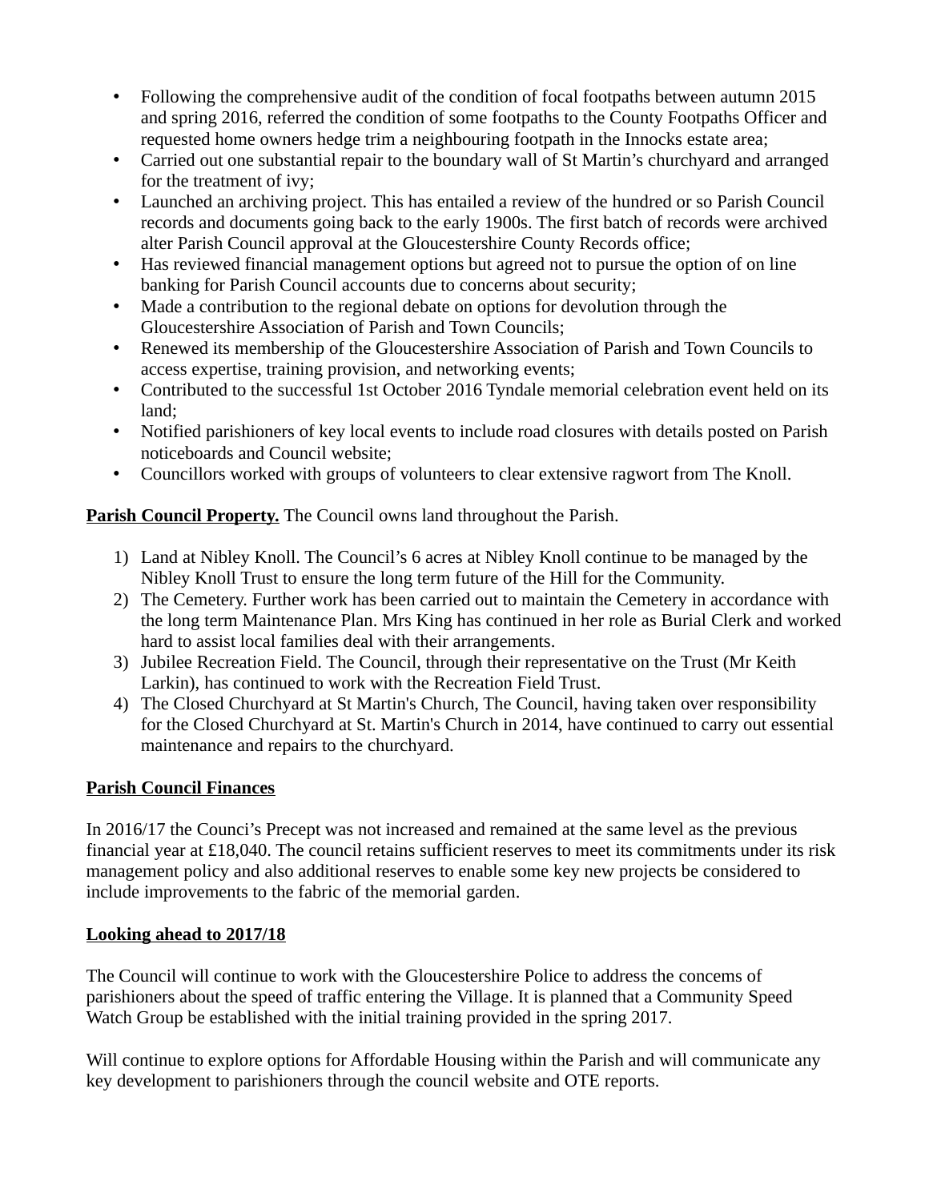- Following the comprehensive audit of the condition of focal footpaths between autumn 2015 and spring 2016, referred the condition of some footpaths to the County Footpaths Officer and requested home owners hedge trim a neighbouring footpath in the Innocks estate area;
- Carried out one substantial repair to the boundary wall of St Martin's churchyard and arranged for the treatment of ivy;
- Launched an archiving project. This has entailed a review of the hundred or so Parish Council records and documents going back to the early 1900s. The first batch of records were archived alter Parish Council approval at the Gloucestershire County Records office;
- Has reviewed financial management options but agreed not to pursue the option of on line banking for Parish Council accounts due to concerns about security;
- Made a contribution to the regional debate on options for devolution through the Gloucestershire Association of Parish and Town Councils;
- Renewed its membership of the Gloucestershire Association of Parish and Town Councils to access expertise, training provision, and networking events;
- Contributed to the successful 1st October 2016 Tyndale memorial celebration event held on its land;
- Notified parishioners of key local events to include road closures with details posted on Parish noticeboards and Council website;
- Councillors worked with groups of volunteers to clear extensive ragwort from The Knoll.

**Parish Council Property.** The Council owns land throughout the Parish.

1) Land at Nibley Knoll. The Council's 6 acres at Nibley Knoll continue to be managed by the Nibley Knoll Trust to ensure the long term future of the Hill for the Community.
2) The Cemetery. Further work has been carried out to maintain the Cemetery in accordance with the long term Maintenance Plan. Mrs King has continued in her role as Burial Clerk and worked hard to assist local families deal with their arrangements.
3) Jubilee Recreation Field. The Council, through their representative on the Trust (Mr Keith Larkin), has continued to work with the Recreation Field Trust.
4) The Closed Churchyard at St Martin's Church, The Council, having taken over responsibility for the Closed Churchyard at St. Martin's Church in 2014, have continued to carry out essential maintenance and repairs to the churchyard.

**Parish Council Finances**

In 2016/17 the Counci's Precept was not increased and remained at the same level as the previous financial year at £18,040. The council retains sufficient reserves to meet its commitments under its risk management policy and also additional reserves to enable some key new projects be considered to include improvements to the fabric of the memorial garden.

**Looking ahead to 2017/18**

The Council will continue to work with the Gloucestershire Police to address the concems of parishioners about the speed of traffic entering the Village. It is planned that a Community Speed Watch Group be established with the initial training provided in the spring 2017.

Will continue to explore options for Affordable Housing within the Parish and will communicate any key development to parishioners through the council website and OTE reports.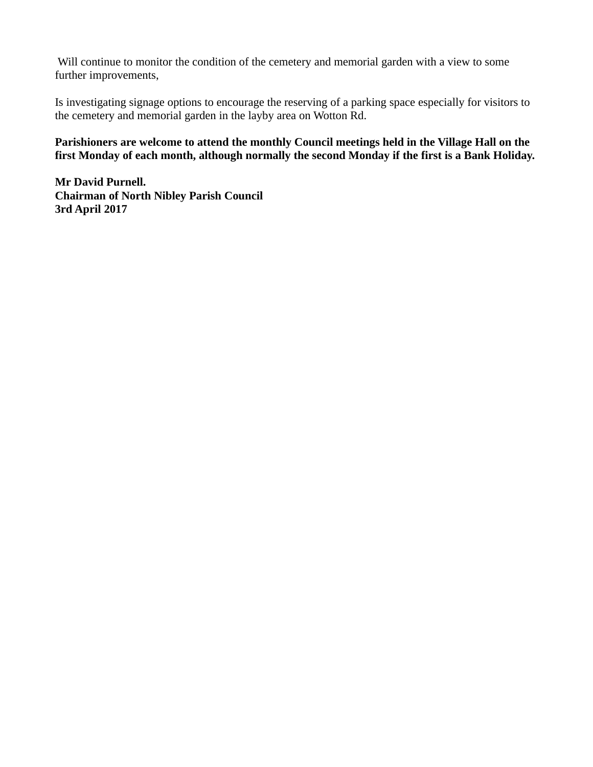Will continue to monitor the condition of the cemetery and memorial garden with a view to some further improvements,

Is investigating signage options to encourage the reserving of a parking space especially for visitors to the cemetery and memorial garden in the layby area on Wotton Rd.

**Parishioners are welcome to attend the monthly Council meetings held in the Village Hall on the first Monday of each month, although normally the second Monday if the first is a Bank Holiday.**

**Mr David Purnell.**
**Chairman of North Nibley Parish Council**
**3rd April 2017**